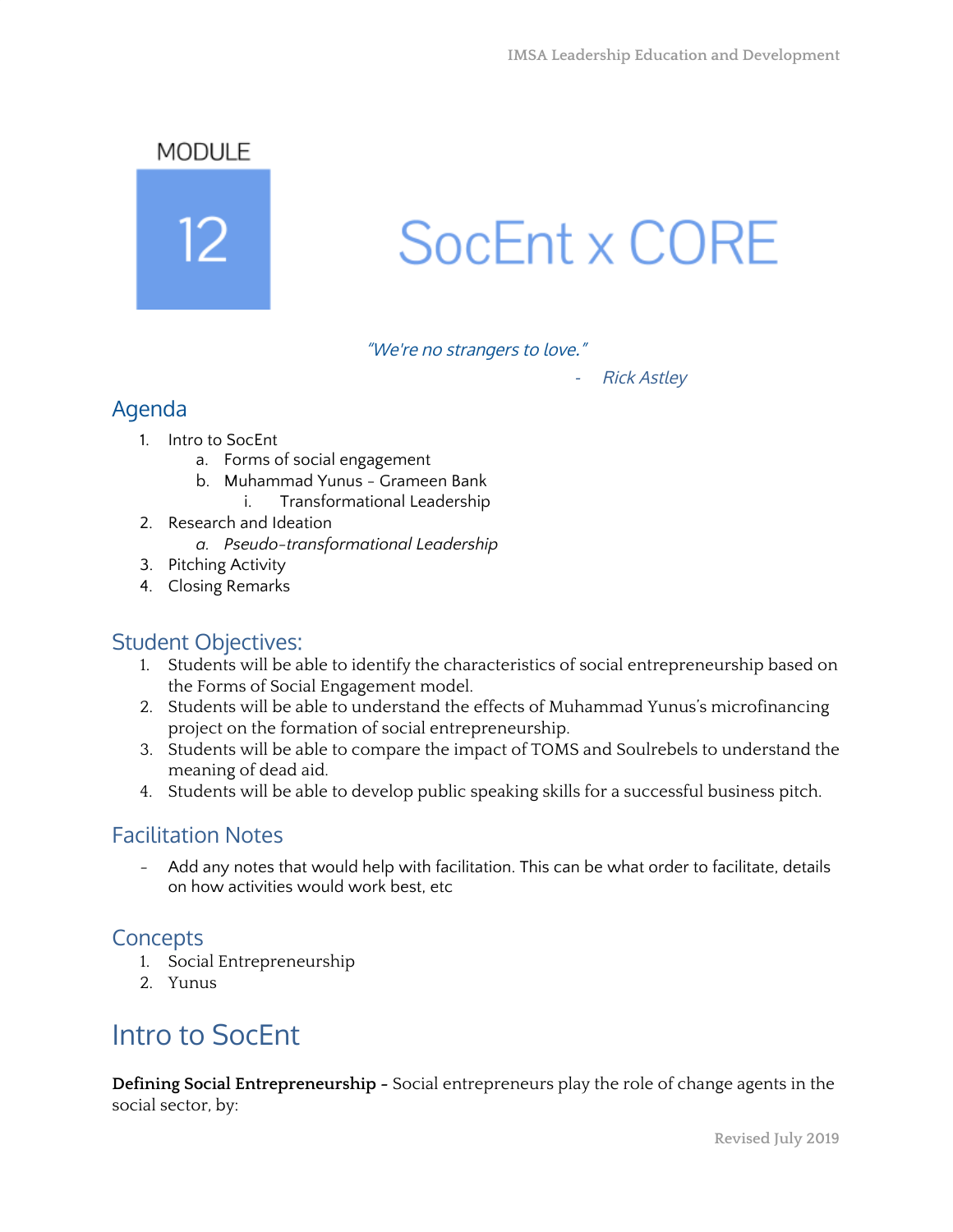MODULE

12

# SocEnt x CORE

*"We're no strangers to love."*

- *Rick Astley*

## Agenda

1. Intro to SocEnt
   a. Forms of social engagement
   b. Muhammad Yunus - Grameen Bank
      i. Transformational Leadership
2. Research and Ideation
   a. *Pseudo-transformational Leadership*
3. Pitching Activity
4. Closing Remarks

## Student Objectives:

1. Students will be able to identify the characteristics of social entrepreneurship based on the Forms of Social Engagement model.
2. Students will be able to understand the effects of Muhammad Yunus's microfinancing project on the formation of social entrepreneurship.
3. Students will be able to compare the impact of TOMS and Soulrebels to understand the meaning of dead aid.
4. Students will be able to develop public speaking skills for a successful business pitch.

## Facilitation Notes

- Add any notes that would help with facilitation. This can be what order to facilitate, details on how activities would work best, etc

## Concepts

1. Social Entrepreneurship
2. Yunus

# Intro to SocEnt

**Defining Social Entrepreneurship -** Social entrepreneurs play the role of change agents in the social sector, by: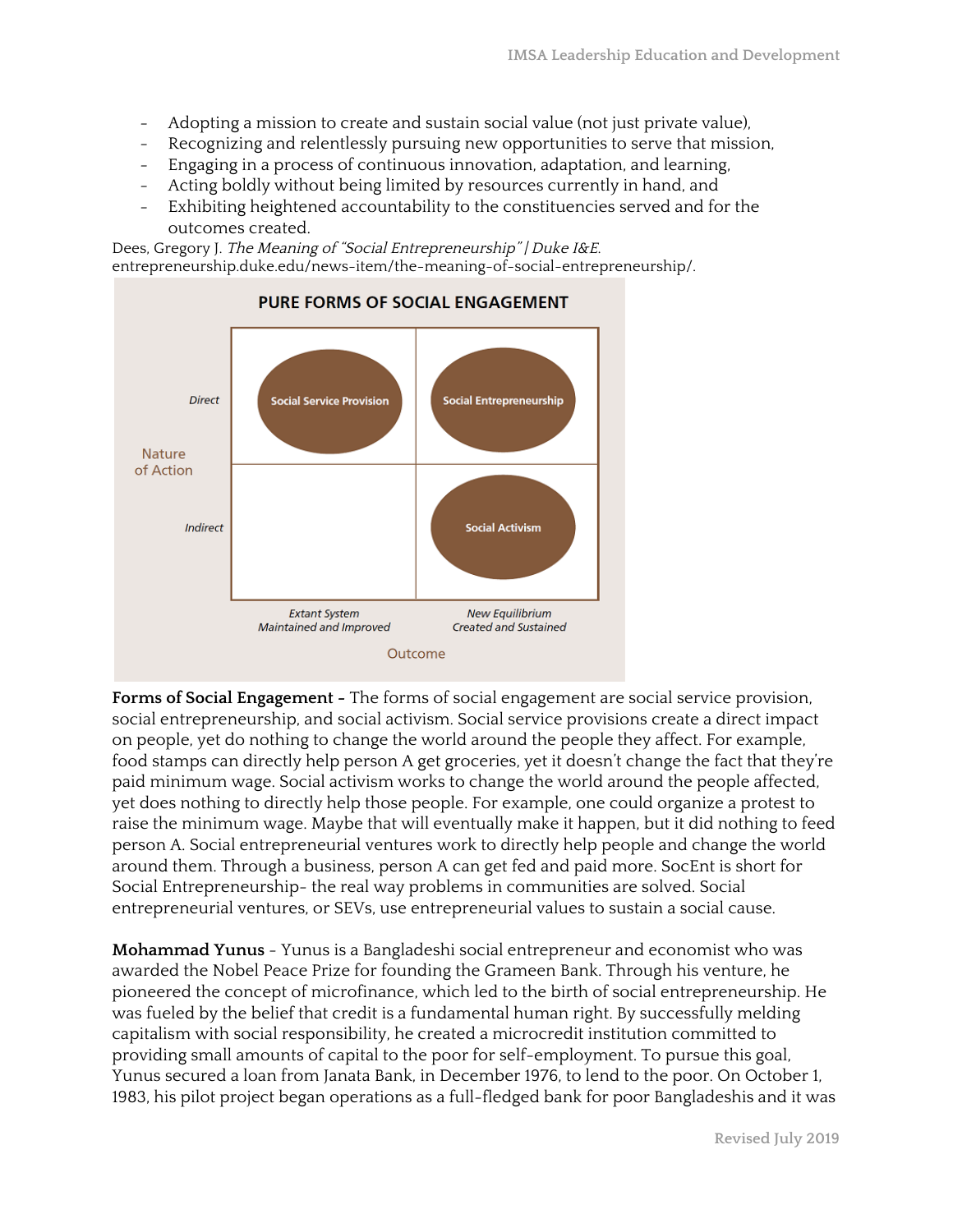- Adopting a mission to create and sustain social value (not just private value),
- Recognizing and relentlessly pursuing new opportunities to serve that mission,
- Engaging in a process of continuous innovation, adaptation, and learning,
- Acting boldly without being limited by resources currently in hand, and
- Exhibiting heightened accountability to the constituencies served and for the outcomes created.

Dees, Gregory J. *The Meaning of "Social Entrepreneurship" | Duke I&E*. entrepreneurship.duke.edu/news-item/the-meaning-of-social-entrepreneurship/.

**PURE FORMS OF SOCIAL ENGAGEMENT**

| Nature of Action | Extant System Maintained and Improved | New Equilibrium Created and Sustained |
| --- | --- | --- |
| Direct | Social Service Provision | Social Entrepreneurship |
| Indirect | | Social Activism |

Outcome

**Forms of Social Engagement -** The forms of social engagement are social service provision, social entrepreneurship, and social activism. Social service provisions create a direct impact on people, yet do nothing to change the world around the people they affect. For example, food stamps can directly help person A get groceries, yet it doesn't change the fact that they're paid minimum wage. Social activism works to change the world around the people affected, yet does nothing to directly help those people. For example, one could organize a protest to raise the minimum wage. Maybe that will eventually make it happen, but it did nothing to feed person A. Social entrepreneurial ventures work to directly help people and change the world around them. Through a business, person A can get fed and paid more. SocEnt is short for Social Entrepreneurship- the real way problems in communities are solved. Social entrepreneurial ventures, or SEVs, use entrepreneurial values to sustain a social cause.

**Mohammad Yunus** - Yunus is a Bangladeshi social entrepreneur and economist who was awarded the Nobel Peace Prize for founding the Grameen Bank. Through his venture, he pioneered the concept of microfinance, which led to the birth of social entrepreneurship. He was fueled by the belief that credit is a fundamental human right. By successfully melding capitalism with social responsibility, he created a microcredit institution committed to providing small amounts of capital to the poor for self-employment. To pursue this goal, Yunus secured a loan from Janata Bank, in December 1976, to lend to the poor. On October 1, 1983, his pilot project began operations as a full-fledged bank for poor Bangladeshis and it was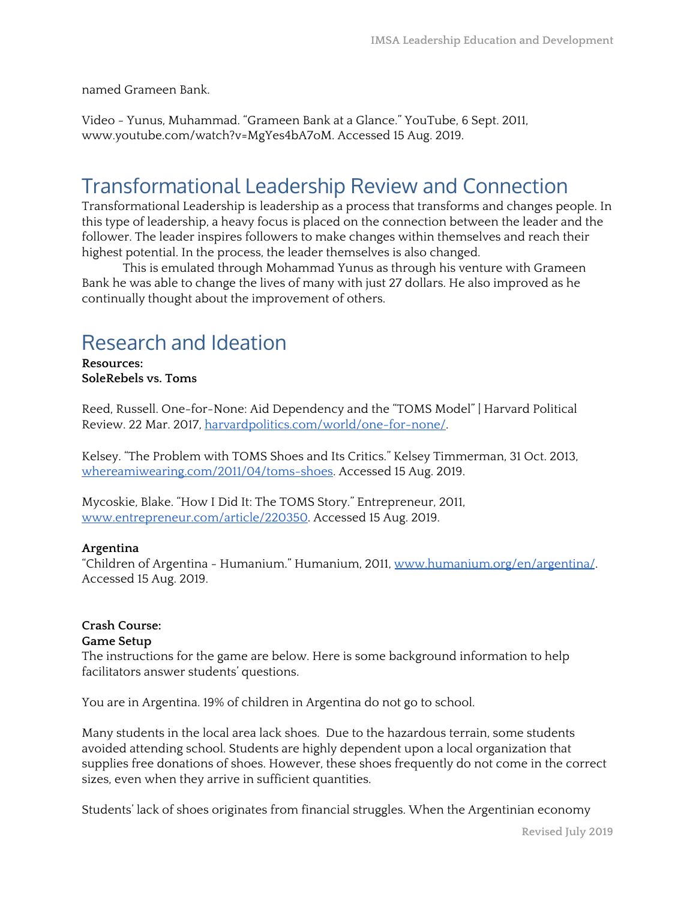named Grameen Bank.

Video - Yunus, Muhammad. "Grameen Bank at a Glance." YouTube, 6 Sept. 2011, www.youtube.com/watch?v=MgYes4bA7oM. Accessed 15 Aug. 2019.

## Transformational Leadership Review and Connection

Transformational Leadership is leadership as a process that transforms and changes people. In this type of leadership, a heavy focus is placed on the connection between the leader and the follower. The leader inspires followers to make changes within themselves and reach their highest potential. In the process, the leader themselves is also changed.

This is emulated through Mohammad Yunus as through his venture with Grameen Bank he was able to change the lives of many with just 27 dollars. He also improved as he continually thought about the improvement of others.

## Research and Ideation

**Resources:**
**SoleRebels vs. Toms**

Reed, Russell. One-for-None: Aid Dependency and the "TOMS Model" | Harvard Political Review. 22 Mar. 2017, harvardpolitics.com/world/one-for-none/.

Kelsey. "The Problem with TOMS Shoes and Its Critics." Kelsey Timmerman, 31 Oct. 2013, whereamiwearing.com/2011/04/toms-shoes. Accessed 15 Aug. 2019.

Mycoskie, Blake. "How I Did It: The TOMS Story." Entrepreneur, 2011, www.entrepreneur.com/article/220350. Accessed 15 Aug. 2019.

**Argentina**
"Children of Argentina - Humanium." Humanium, 2011, www.humanium.org/en/argentina/. Accessed 15 Aug. 2019.

**Crash Course:**
**Game Setup**
The instructions for the game are below. Here is some background information to help facilitators answer students' questions.

You are in Argentina. 19% of children in Argentina do not go to school.

Many students in the local area lack shoes. Due to the hazardous terrain, some students avoided attending school. Students are highly dependent upon a local organization that supplies free donations of shoes. However, these shoes frequently do not come in the correct sizes, even when they arrive in sufficient quantities.

Students' lack of shoes originates from financial struggles. When the Argentinian economy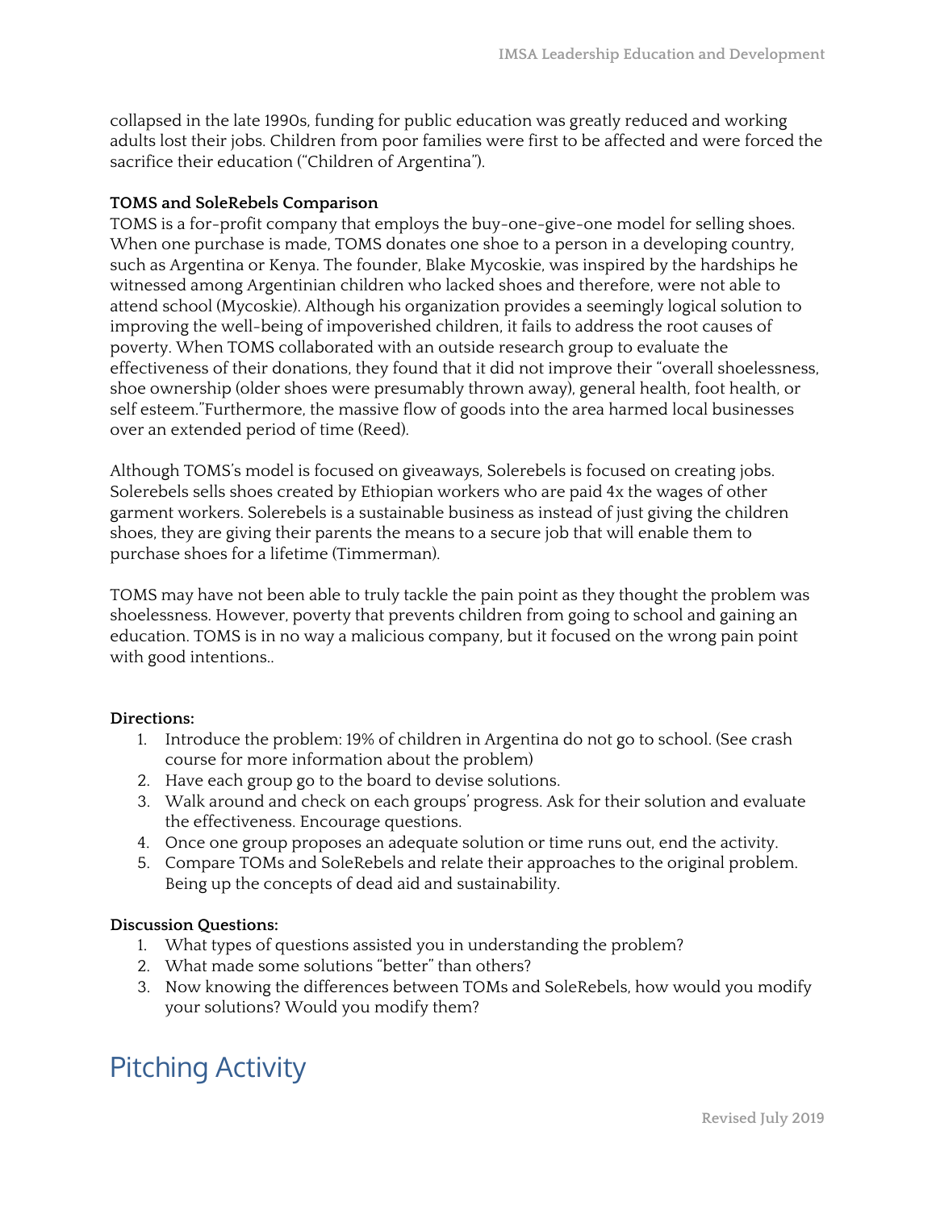collapsed in the late 1990s, funding for public education was greatly reduced and working adults lost their jobs. Children from poor families were first to be affected and were forced the sacrifice their education ("Children of Argentina").

**TOMS and SoleRebels Comparison**

TOMS is a for-profit company that employs the buy-one-give-one model for selling shoes. When one purchase is made, TOMS donates one shoe to a person in a developing country, such as Argentina or Kenya. The founder, Blake Mycoskie, was inspired by the hardships he witnessed among Argentinian children who lacked shoes and therefore, were not able to attend school (Mycoskie). Although his organization provides a seemingly logical solution to improving the well-being of impoverished children, it fails to address the root causes of poverty. When TOMS collaborated with an outside research group to evaluate the effectiveness of their donations, they found that it did not improve their "overall shoelessness, shoe ownership (older shoes were presumably thrown away), general health, foot health, or self esteem."Furthermore, the massive flow of goods into the area harmed local businesses over an extended period of time (Reed).

Although TOMS's model is focused on giveaways, Solerebels is focused on creating jobs. Solerebels sells shoes created by Ethiopian workers who are paid 4x the wages of other garment workers. Solerebels is a sustainable business as instead of just giving the children shoes, they are giving their parents the means to a secure job that will enable them to purchase shoes for a lifetime (Timmerman).

TOMS may have not been able to truly tackle the pain point as they thought the problem was shoelessness. However, poverty that prevents children from going to school and gaining an education. TOMS is in no way a malicious company, but it focused on the wrong pain point with good intentions..

**Directions:**

1. Introduce the problem: 19% of children in Argentina do not go to school. (See crash course for more information about the problem)
2. Have each group go to the board to devise solutions.
3. Walk around and check on each groups' progress. Ask for their solution and evaluate the effectiveness. Encourage questions.
4. Once one group proposes an adequate solution or time runs out, end the activity.
5. Compare TOMs and SoleRebels and relate their approaches to the original problem. Being up the concepts of dead aid and sustainability.

**Discussion Questions:**

1. What types of questions assisted you in understanding the problem?
2. What made some solutions "better" than others?
3. Now knowing the differences between TOMs and SoleRebels, how would you modify your solutions? Would you modify them?

# Pitching Activity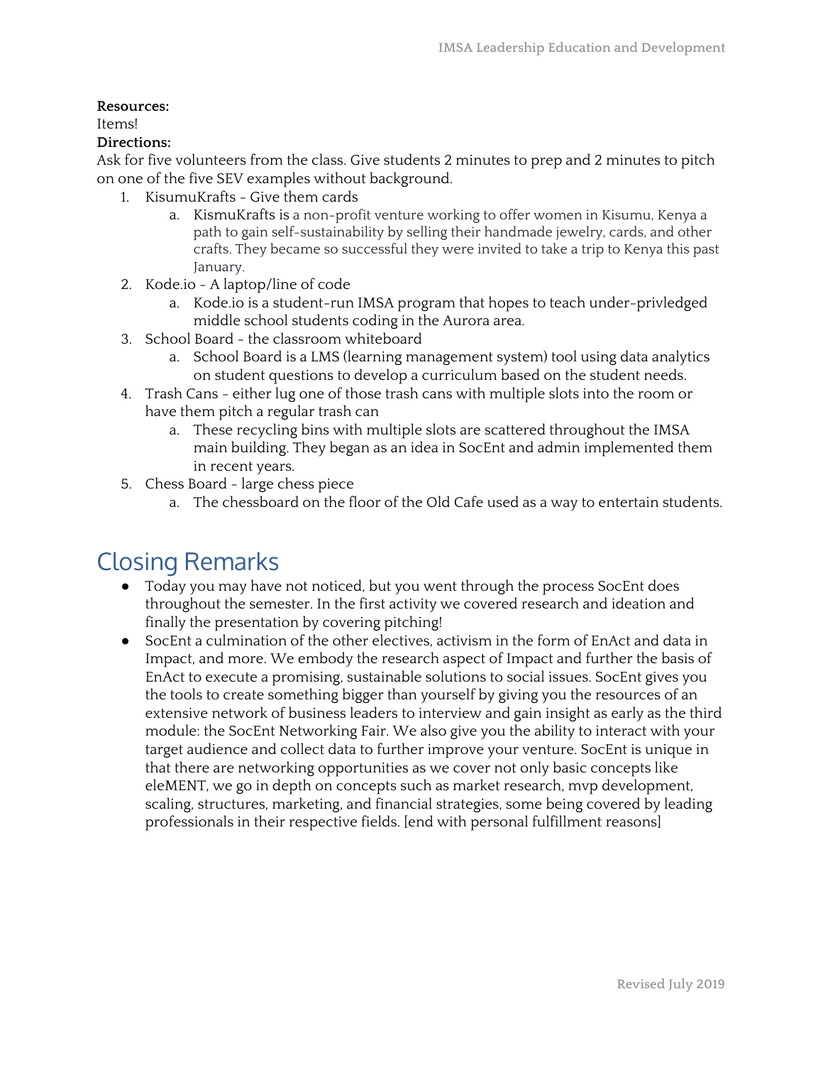**Resources:**

Items!

**Directions:**

Ask for five volunteers from the class. Give students 2 minutes to prep and 2 minutes to pitch on one of the five SEV examples without background.

1. KisumuKrafts - Give them cards
   a. KismuKrafts is a non-profit venture working to offer women in Kisumu, Kenya a path to gain self-sustainability by selling their handmade jewelry, cards, and other crafts. They became so successful they were invited to take a trip to Kenya this past January.
2. Kode.io - A laptop/line of code
   a. Kode.io is a student-run IMSA program that hopes to teach under-privledged middle school students coding in the Aurora area.
3. School Board - the classroom whiteboard
   a. School Board is a LMS (learning management system) tool using data analytics on student questions to develop a curriculum based on the student needs.
4. Trash Cans - either lug one of those trash cans with multiple slots into the room or have them pitch a regular trash can
   a. These recycling bins with multiple slots are scattered throughout the IMSA main building. They began as an idea in SocEnt and admin implemented them in recent years.
5. Chess Board - large chess piece
   a. The chessboard on the floor of the Old Cafe used as a way to entertain students.

## Closing Remarks

- Today you may have not noticed, but you went through the process SocEnt does throughout the semester. In the first activity we covered research and ideation and finally the presentation by covering pitching!
- SocEnt a culmination of the other electives, activism in the form of EnAct and data in Impact, and more. We embody the research aspect of Impact and further the basis of EnAct to execute a promising, sustainable solutions to social issues. SocEnt gives you the tools to create something bigger than yourself by giving you the resources of an extensive network of business leaders to interview and gain insight as early as the third module: the SocEnt Networking Fair. We also give you the ability to interact with your target audience and collect data to further improve your venture. SocEnt is unique in that there are networking opportunities as we cover not only basic concepts like eleMENT, we go in depth on concepts such as market research, mvp development, scaling, structures, marketing, and financial strategies, some being covered by leading professionals in their respective fields. [end with personal fulfillment reasons]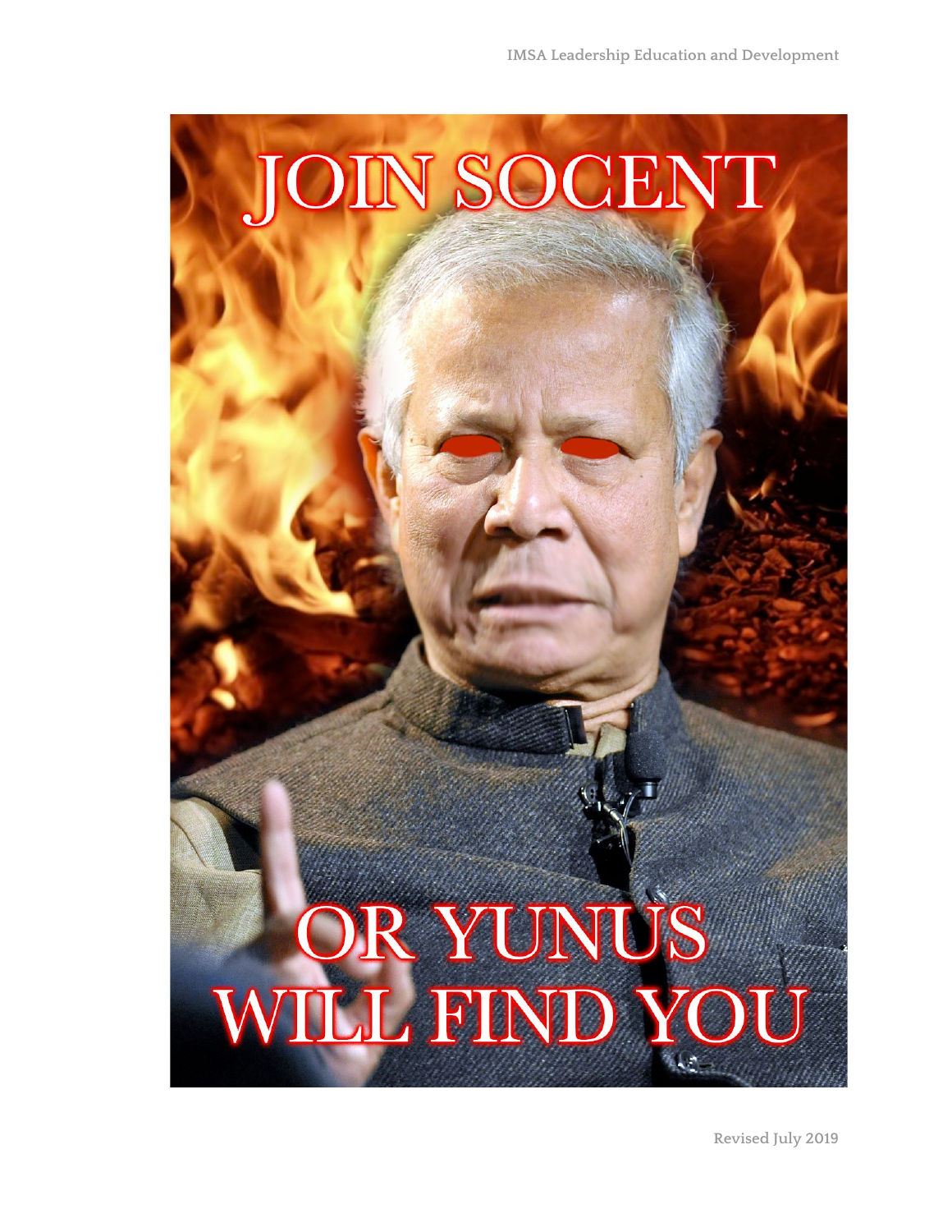# JOIN SOCENT

# OR YUNUS WILL FIND YOU

Revised July 2019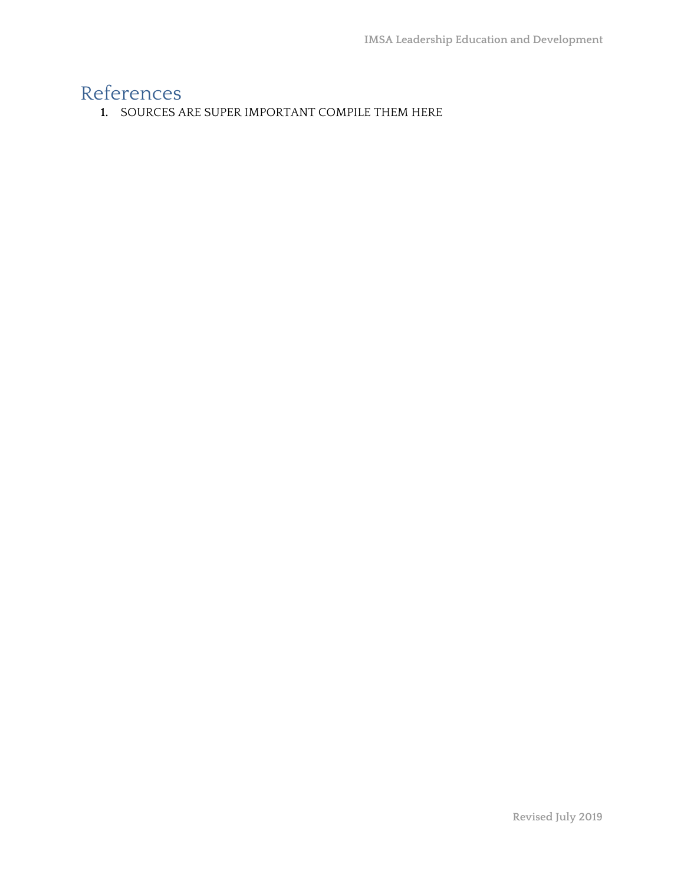# References

1. SOURCES ARE SUPER IMPORTANT COMPILE THEM HERE